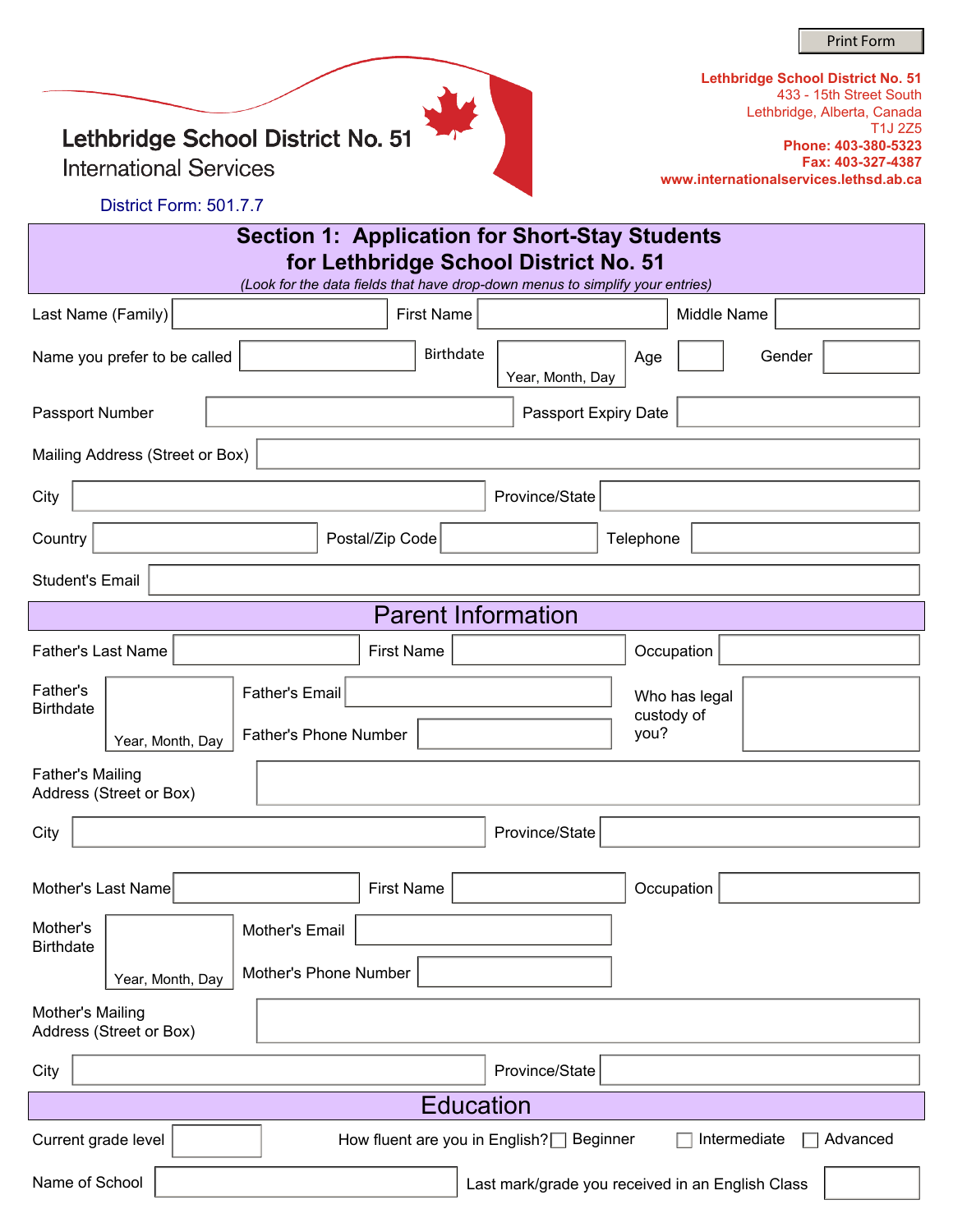Print Form

**Lethbridge School District No. 51**
433 - 15th Street South
Lethbridge, Alberta, Canada
T1J 2Z5
**Phone: 403-380-5323**
**Fax: 403-327-4387**
**www.internationalservices.lethsd.ab.ca**

# Lethbridge School District No. 51

International Services

District Form: 501.7.7

## Section 1: Application for Short-Stay Students for Lethbridge School District No. 51

*(Look for the data fields that have drop-down menus to simplify your entries)*

Last Name (Family) ______ First Name ______ Middle Name ______

Name you prefer to be called ______ Birthdate ______ (Year, Month, Day) Age ______ Gender ______

Passport Number ______ Passport Expiry Date ______

Mailing Address (Street or Box) ______

City ______ Province/State ______

Country ______ Postal/Zip Code ______ Telephone ______

Student's Email ______

## Parent Information

Father's Last Name ______ First Name ______ Occupation ______

Father's Birthdate ______ (Year, Month, Day)

Father's Email ______

Father's Phone Number ______

Who has legal custody of you? ______

Father's Mailing Address (Street or Box) ______

City ______ Province/State ______

Mother's Last Name ______ First Name ______ Occupation ______

Mother's Birthdate ______ (Year, Month, Day)

Mother's Email ______

Mother's Phone Number ______

Mother's Mailing Address (Street or Box) ______

City ______ Province/State ______

## Education

Current grade level ______

How fluent are you in English? ☐ Beginner ☐ Intermediate ☐ Advanced

Name of School ______ Last mark/grade you received in an English Class ______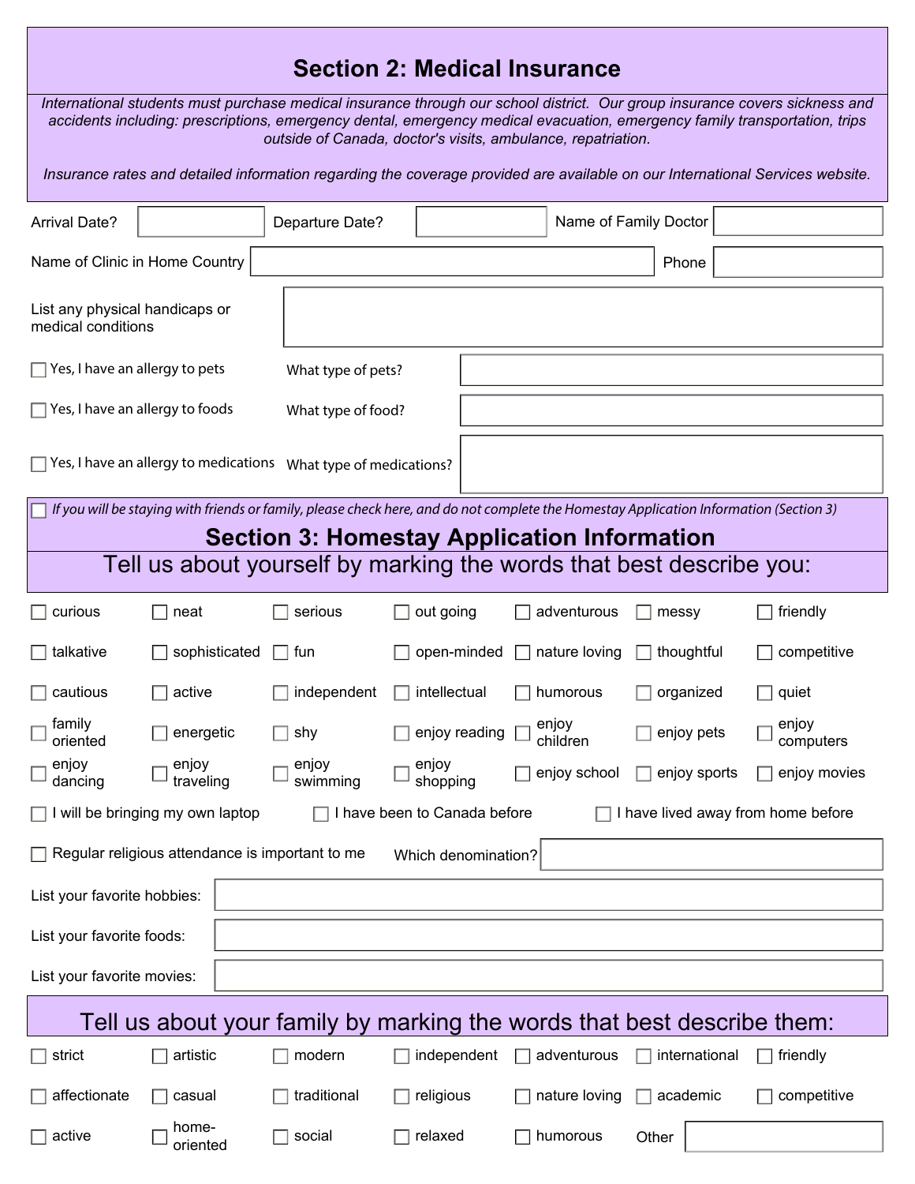## Section 2: Medical Insurance

*International students must purchase medical insurance through our school district. Our group insurance covers sickness and accidents including: prescriptions, emergency dental, emergency medical evacuation, emergency family transportation, trips outside of Canada, doctor's visits, ambulance, repatriation.*

*Insurance rates and detailed information regarding the coverage provided are available on our International Services website.*

Arrival Date? ______ Departure Date? ______ Name of Family Doctor ______

Name of Clinic in Home Country ______ Phone ______

List any physical handicaps or medical conditions ______

- ☐ Yes, I have an allergy to pets — What type of pets? ______
- ☐ Yes, I have an allergy to foods — What type of food? ______
- ☐ Yes, I have an allergy to medications — What type of medications? ______

☐ *If you will be staying with friends or family, please check here, and do not complete the Homestay Application Information (Section 3)*

## Section 3: Homestay Application Information

### Tell us about yourself by marking the words that best describe you:

| | | | | | | |
|---|---|---|---|---|---|---|
| ☐ curious | ☐ neat | ☐ serious | ☐ out going | ☐ adventurous | ☐ messy | ☐ friendly |
| ☐ talkative | ☐ sophisticated | ☐ fun | ☐ open-minded | ☐ nature loving | ☐ thoughtful | ☐ competitive |
| ☐ cautious | ☐ active | ☐ independent | ☐ intellectual | ☐ humorous | ☐ organized | ☐ quiet |
| ☐ family oriented | ☐ energetic | ☐ shy | ☐ enjoy reading | ☐ enjoy children | ☐ enjoy pets | ☐ enjoy computers |
| ☐ enjoy dancing | ☐ enjoy traveling | ☐ enjoy swimming | ☐ enjoy shopping | ☐ enjoy school | ☐ enjoy sports | ☐ enjoy movies |

☐ I will be bringing my own laptop ☐ I have been to Canada before ☐ I have lived away from home before

☐ Regular religious attendance is important to me — Which denomination? ______

List your favorite hobbies: ______

List your favorite foods: ______

List your favorite movies: ______

### Tell us about your family by marking the words that best describe them:

| | | | | | | |
|---|---|---|---|---|---|---|
| ☐ strict | ☐ artistic | ☐ modern | ☐ independent | ☐ adventurous | ☐ international | ☐ friendly |
| ☐ affectionate | ☐ casual | ☐ traditional | ☐ religious | ☐ nature loving | ☐ academic | ☐ competitive |
| ☐ active | ☐ home-oriented | ☐ social | ☐ relaxed | ☐ humorous | Other ______ | |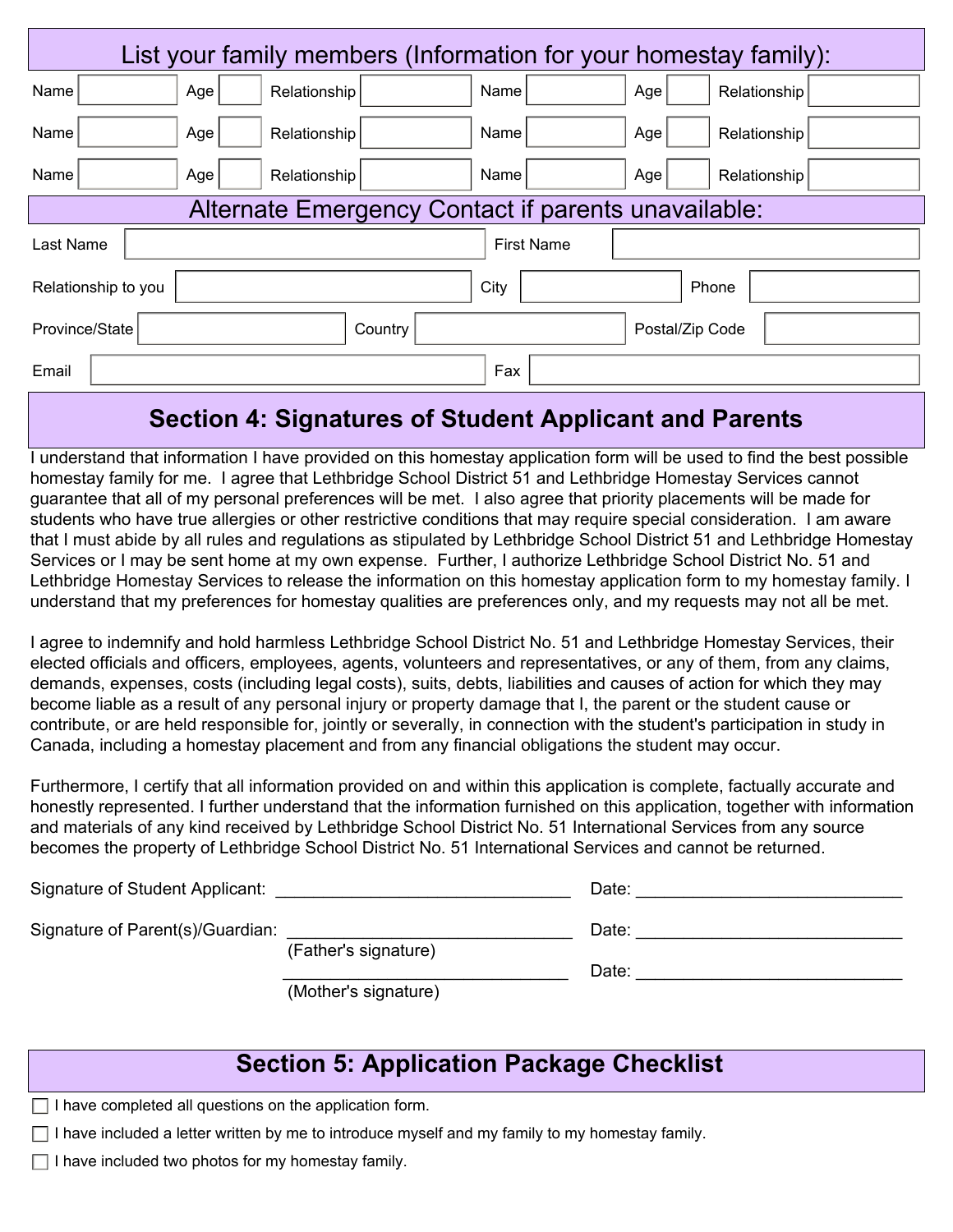## List your family members (Information for your homestay family):

| | | | | | |
|---|---|---|---|---|---|
| Name | Age | Relationship | Name | Age | Relationship |
| Name | Age | Relationship | Name | Age | Relationship |
| Name | Age | Relationship | Name | Age | Relationship |

## Alternate Emergency Contact if parents unavailable:

| | | | | | |
|---|---|---|---|---|---|
| Last Name | | First Name | | | |
| Relationship to you | | City | | Phone | |
| Province/State | | Country | | Postal/Zip Code | |
| Email | | Fax | | | |

## Section 4: Signatures of Student Applicant and Parents

I understand that information I have provided on this homestay application form will be used to find the best possible homestay family for me. I agree that Lethbridge School District 51 and Lethbridge Homestay Services cannot guarantee that all of my personal preferences will be met. I also agree that priority placements will be made for students who have true allergies or other restrictive conditions that may require special consideration. I am aware that I must abide by all rules and regulations as stipulated by Lethbridge School District 51 and Lethbridge Homestay Services or I may be sent home at my own expense. Further, I authorize Lethbridge School District No. 51 and Lethbridge Homestay Services to release the information on this homestay application form to my homestay family. I understand that my preferences for homestay qualities are preferences only, and my requests may not all be met.

I agree to indemnify and hold harmless Lethbridge School District No. 51 and Lethbridge Homestay Services, their elected officials and officers, employees, agents, volunteers and representatives, or any of them, from any claims, demands, expenses, costs (including legal costs), suits, debts, liabilities and causes of action for which they may become liable as a result of any personal injury or property damage that I, the parent or the student cause or contribute, or are held responsible for, jointly or severally, in connection with the student's participation in study in Canada, including a homestay placement and from any financial obligations the student may occur.

Furthermore, I certify that all information provided on and within this application is complete, factually accurate and honestly represented. I further understand that the information furnished on this application, together with information and materials of any kind received by Lethbridge School District No. 51 International Services from any source becomes the property of Lethbridge School District No. 51 International Services and cannot be returned.

Signature of Student Applicant: ______________________________ Date: ___________________________

Signature of Parent(s)/Guardian: ______________________________ Date: ___________________________
(Father's signature)

______________________________ Date: ___________________________
(Mother's signature)

## Section 5: Application Package Checklist

- ☐ I have completed all questions on the application form.
- ☐ I have included a letter written by me to introduce myself and my family to my homestay family.
- ☐ I have included two photos for my homestay family.